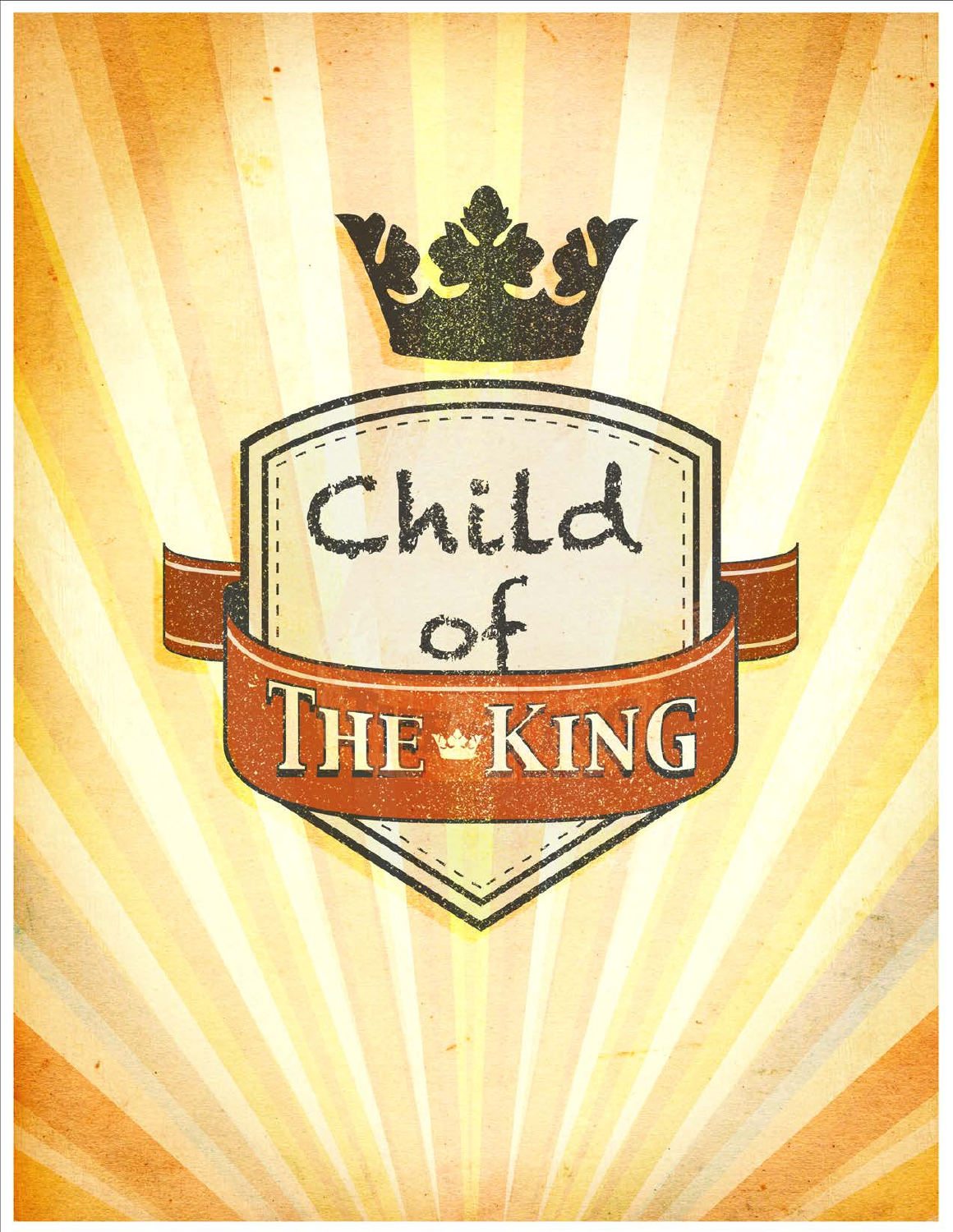# Child of The King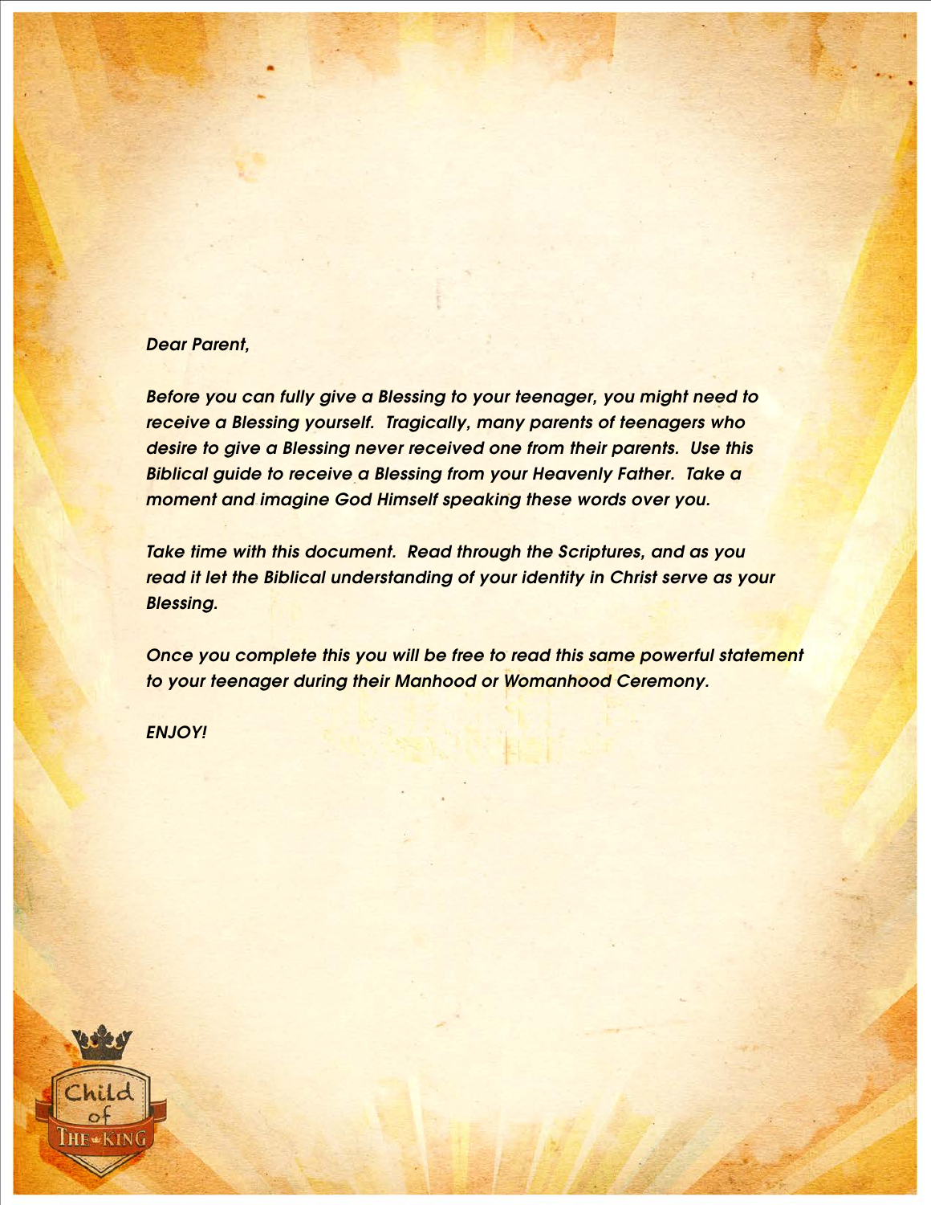*Dear Parent,*

*Before you can fully give a Blessing to your teenager, you might need to receive a Blessing yourself. Tragically, many parents of teenagers who desire to give a Blessing never received one from their parents. Use this Biblical guide to receive a Blessing from your Heavenly Father. Take a moment and imagine God Himself speaking these words over you.*

*Take time with this document. Read through the Scriptures, and as you read it let the Biblical understanding of your identity in Christ serve as your Blessing.*

*Once you complete this you will be free to read this same powerful statement to your teenager during their Manhood or Womanhood Ceremony.*

*ENJOY!*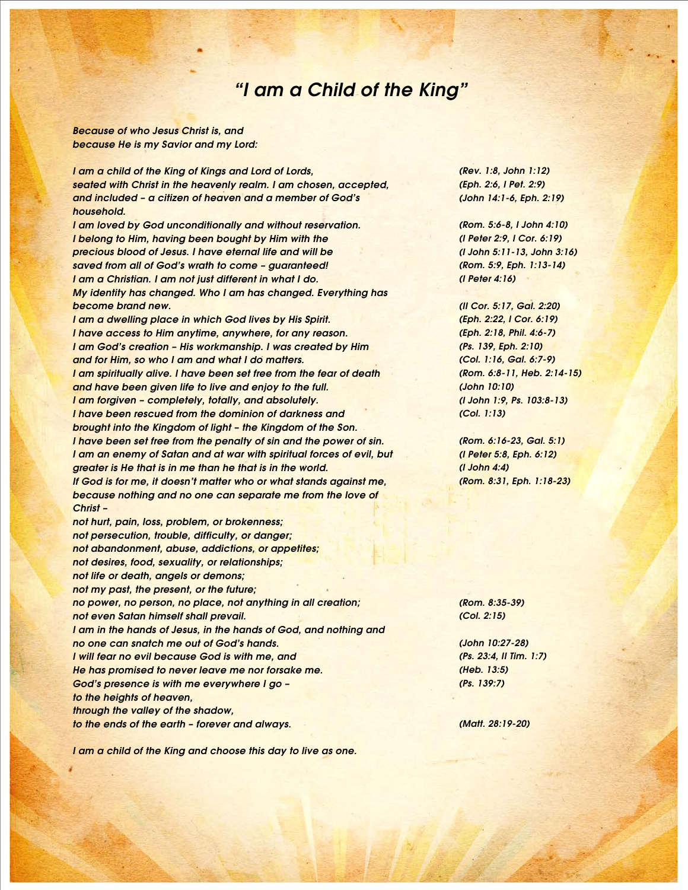# *"I am a Child of the King"*

*Because of who Jesus Christ is, and*
*because He is my Savior and my Lord:*

*I am a child of the King of Kings and Lord of Lords,* *(Rev. 1:8, John 1:12)*
*seated with Christ in the heavenly realm. I am chosen, accepted,* *(Eph. 2:6, I Pet. 2:9)*
*and included – a citizen of heaven and a member of God's household.* *(John 14:1-6, Eph. 2:19)*
*I am loved by God unconditionally and without reservation.* *(Rom. 5:6-8, I John 4:10)*
*I belong to Him, having been bought by Him with the* *(I Peter 2:9, I Cor. 6:19)*
*precious blood of Jesus. I have eternal life and will be* *(I John 5:11-13, John 3:16)*
*saved from all of God's wrath to come – guaranteed!* *(Rom. 5:9, Eph. 1:13-14)*
*I am a Christian. I am not just different in what I do.* *(I Peter 4:16)*
*My identity has changed. Who I am has changed. Everything has become brand new.* *(II Cor. 5:17, Gal. 2:20)*
*I am a dwelling place in which God lives by His Spirit.* *(Eph. 2:22, I Cor. 6:19)*
*I have access to Him anytime, anywhere, for any reason.* *(Eph. 2:18, Phil. 4:6-7)*
*I am God's creation – His workmanship. I was created by Him* *(Ps. 139, Eph. 2:10)*
*and for Him, so who I am and what I do matters.* *(Col. 1:16, Gal. 6:7-9)*
*I am spiritually alive. I have been set free from the fear of death* *(Rom. 6:8-11, Heb. 2:14-15)*
*and have been given life to live and enjoy to the full.* *(John 10:10)*
*I am forgiven – completely, totally, and absolutely.* *(I John 1:9, Ps. 103:8-13)*
*I have been rescued from the dominion of darkness and* *(Col. 1:13)*
*brought into the Kingdom of light – the Kingdom of the Son.*
*I have been set free from the penalty of sin and the power of sin.* *(Rom. 6:16-23, Gal. 5:1)*
*I am an enemy of Satan and at war with spiritual forces of evil, but* *(I Peter 5:8, Eph. 6:12)*
*greater is He that is in me than he that is in the world.* *(I John 4:4)*
*If God is for me, it doesn't matter who or what stands against me,* *(Rom. 8:31, Eph. 1:18-23)*
*because nothing and no one can separate me from the love of Christ –*
*not hurt, pain, loss, problem, or brokenness;*
*not persecution, trouble, difficulty, or danger;*
*not abandonment, abuse, addictions, or appetites;*
*not desires, food, sexuality, or relationships;*
*not life or death, angels or demons;*
*not my past, the present, or the future;*
*no power, no person, no place, not anything in all creation;* *(Rom. 8:35-39)*
*not even Satan himself shall prevail.* *(Col. 2:15)*
*I am in the hands of Jesus, in the hands of God, and nothing and*
*no one can snatch me out of God's hands.* *(John 10:27-28)*
*I will fear no evil because God is with me, and* *(Ps. 23:4, II Tim. 1:7)*
*He has promised to never leave me nor forsake me.* *(Heb. 13:5)*
*God's presence is with me everywhere I go –* *(Ps. 139:7)*
*to the heights of heaven,*
*through the valley of the shadow,*
*to the ends of the earth – forever and always.* *(Matt. 28:19-20)*

*I am a child of the King and choose this day to live as one.*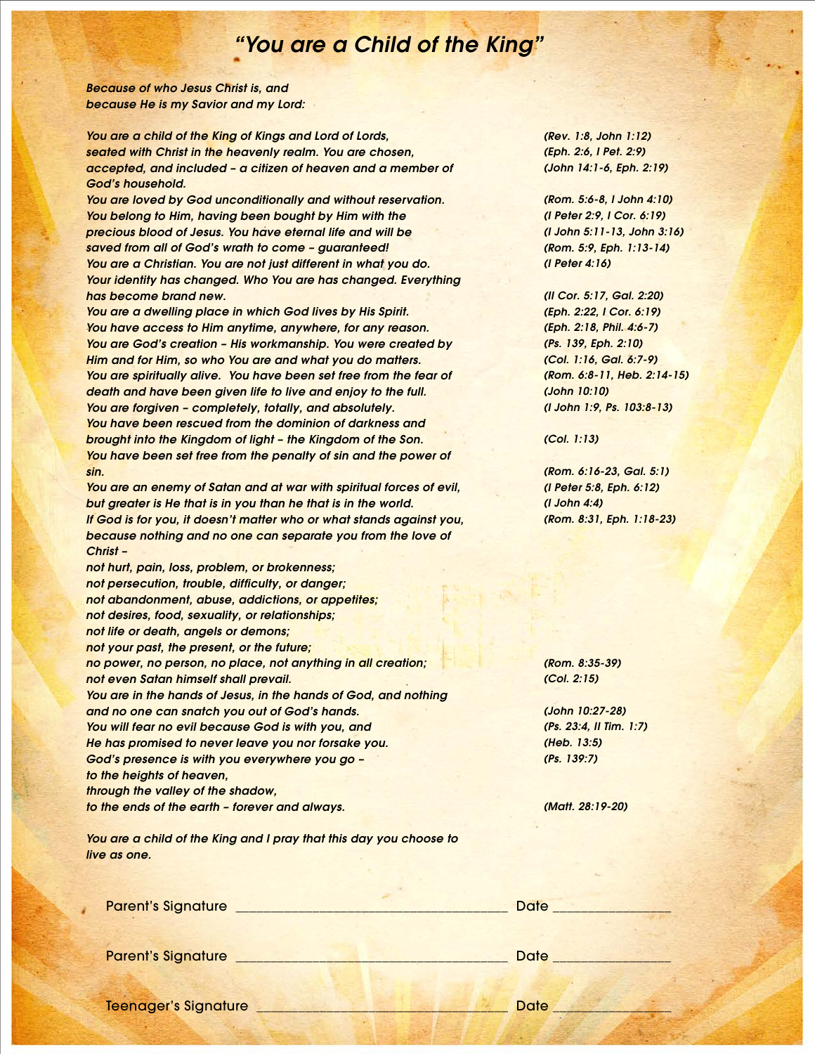# *"You are a Child of the King"*

*Because of who Jesus Christ is, and*
*because He is my Savior and my Lord:*

*You are a child of the King of Kings and Lord of Lords, seated with Christ in the heavenly realm. You are chosen, accepted, and included – a citizen of heaven and a member of God's household.* *(Rev. 1:8, John 1:12) (Eph. 2:6, I Pet. 2:9) (John 14:1-6, Eph. 2:19)*

*You are loved by God unconditionally and without reservation.* *(Rom. 5:6-8, I John 4:10)*
*You belong to Him, having been bought by Him with the precious blood of Jesus.* *(I Peter 2:9, I Cor. 6:19)*
*You have eternal life and will be saved from all of God's wrath to come – guaranteed!* *(I John 5:11-13, John 3:16) (Rom. 5:9, Eph. 1:13-14)*
*You are a Christian. You are not just different in what you do.* *(I Peter 4:16)*
*Your identity has changed. Who You are has changed. Everything has become brand new.* *(II Cor. 5:17, Gal. 2:20)*
*You are a dwelling place in which God lives by His Spirit.* *(Eph. 2:22, I Cor. 6:19)*
*You have access to Him anytime, anywhere, for any reason.* *(Eph. 2:18, Phil. 4:6-7)*
*You are God's creation – His workmanship.* *(Ps. 139, Eph. 2:10)*
*You were created by Him and for Him, so who You are and what you do matters.* *(Col. 1:16, Gal. 6:7-9)*
*You are spiritually alive. You have been set free from the fear of death and have been given life to live and enjoy to the full.* *(Rom. 6:8-11, Heb. 2:14-15) (John 10:10)*
*You are forgiven – completely, totally, and absolutely.* *(I John 1:9, Ps. 103:8-13)*
*You have been rescued from the dominion of darkness and brought into the Kingdom of light – the Kingdom of the Son.* *(Col. 1:13)*
*You have been set free from the penalty of sin and the power of sin.* *(Rom. 6:16-23, Gal. 5:1)*
*You are an enemy of Satan and at war with spiritual forces of evil,* *(I Peter 5:8, Eph. 6:12)*
*but greater is He that is in you than he that is in the world.* *(I John 4:4)*
*If God is for you, it doesn't matter who or what stands against you,* *(Rom. 8:31, Eph. 1:18-23)*
*because nothing and no one can separate you from the love of Christ –*
*not hurt, pain, loss, problem, or brokenness;*
*not persecution, trouble, difficulty, or danger;*
*not abandonment, abuse, addictions, or appetites;*
*not desires, food, sexuality, or relationships;*
*not life or death, angels or demons;*
*not your past, the present, or the future;*
*no power, no person, no place, not anything in all creation;* *(Rom. 8:35-39)*
*not even Satan himself shall prevail.* *(Col. 2:15)*
*You are in the hands of Jesus, in the hands of God, and nothing and no one can snatch you out of God's hands.* *(John 10:27-28)*
*You will fear no evil because God is with you, and* *(Ps. 23:4, II Tim. 1:7)*
*He has promised to never leave you nor forsake you.* *(Heb. 13:5)*
*God's presence is with you everywhere you go –* *(Ps. 139:7)*
*to the heights of heaven,*
*through the valley of the shadow,*
*to the ends of the earth – forever and always.* *(Matt. 28:19-20)*

*You are a child of the King and I pray that this day you choose to live as one.*

Parent's Signature ______________________________ Date ______________

Parent's Signature ______________________________ Date ______________

Teenager's Signature ____________________________ Date ______________